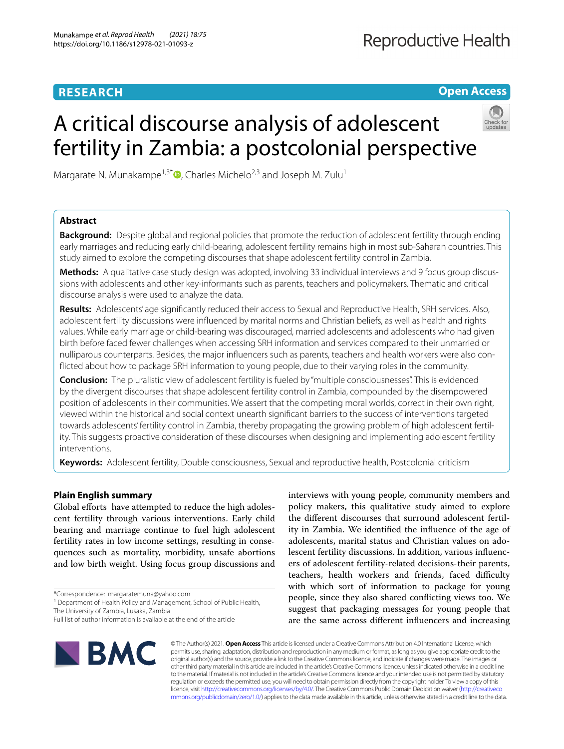**RESEARCH** **Open Access**

# A critical discourse analysis of adolescent fertility in Zambia: a postcolonial perspective

Margarate N. Munakampe[1,3*], Charles Michelo[2,3] and Joseph M. Zulu[1]

## Abstract

**Background:** Despite global and regional policies that promote the reduction of adolescent fertility through ending early marriages and reducing early child-bearing, adolescent fertility remains high in most sub-Saharan countries. This study aimed to explore the competing discourses that shape adolescent fertility control in Zambia.

**Methods:** A qualitative case study design was adopted, involving 33 individual interviews and 9 focus group discussions with adolescents and other key-informants such as parents, teachers and policymakers. Thematic and critical discourse analysis were used to analyze the data.

**Results:** Adolescents' age significantly reduced their access to Sexual and Reproductive Health, SRH services. Also, adolescent fertility discussions were influenced by marital norms and Christian beliefs, as well as health and rights values. While early marriage or child-bearing was discouraged, married adolescents and adolescents who had given birth before faced fewer challenges when accessing SRH information and services compared to their unmarried or nulliparous counterparts. Besides, the major influencers such as parents, teachers and health workers were also conflicted about how to package SRH information to young people, due to their varying roles in the community.

**Conclusion:** The pluralistic view of adolescent fertility is fueled by "multiple consciousnesses". This is evidenced by the divergent discourses that shape adolescent fertility control in Zambia, compounded by the disempowered position of adolescents in their communities. We assert that the competing moral worlds, correct in their own right, viewed within the historical and social context unearth significant barriers to the success of interventions targeted towards adolescents' fertility control in Zambia, thereby propagating the growing problem of high adolescent fertility. This suggests proactive consideration of these discourses when designing and implementing adolescent fertility interventions.

**Keywords:** Adolescent fertility, Double consciousness, Sexual and reproductive health, Postcolonial criticism

## Plain English summary

Global efforts have attempted to reduce the high adolescent fertility through various interventions. Early child bearing and marriage continue to fuel high adolescent fertility rates in low income settings, resulting in consequences such as mortality, morbidity, unsafe abortions and low birth weight. Using focus group discussions and interviews with young people, community members and policy makers, this qualitative study aimed to explore the different discourses that surround adolescent fertility in Zambia. We identified the influence of the age of adolescents, marital status and Christian values on adolescent fertility discussions. In addition, various influencers of adolescent fertility-related decisions-their parents, teachers, health workers and friends, faced difficulty with which sort of information to package for young people, since they also shared conflicting views too. We suggest that packaging messages for young people that are the same across different influencers and increasing

*Correspondence: margaratemuna@yahoo.com
[1] Department of Health Policy and Management, School of Public Health, The University of Zambia, Lusaka, Zambia
Full list of author information is available at the end of the article

© The Author(s) 2021. **Open Access** This article is licensed under a Creative Commons Attribution 4.0 International License, which permits use, sharing, adaptation, distribution and reproduction in any medium or format, as long as you give appropriate credit to the original author(s) and the source, provide a link to the Creative Commons licence, and indicate if changes were made. The images or other third party material in this article are included in the article's Creative Commons licence, unless indicated otherwise in a credit line to the material. If material is not included in the article's Creative Commons licence and your intended use is not permitted by statutory regulation or exceeds the permitted use, you will need to obtain permission directly from the copyright holder. To view a copy of this licence, visit http://creativecommons.org/licenses/by/4.0/. The Creative Commons Public Domain Dedication waiver (http://creativecommons.org/publicdomain/zero/1.0/) applies to the data made available in this article, unless otherwise stated in a credit line to the data.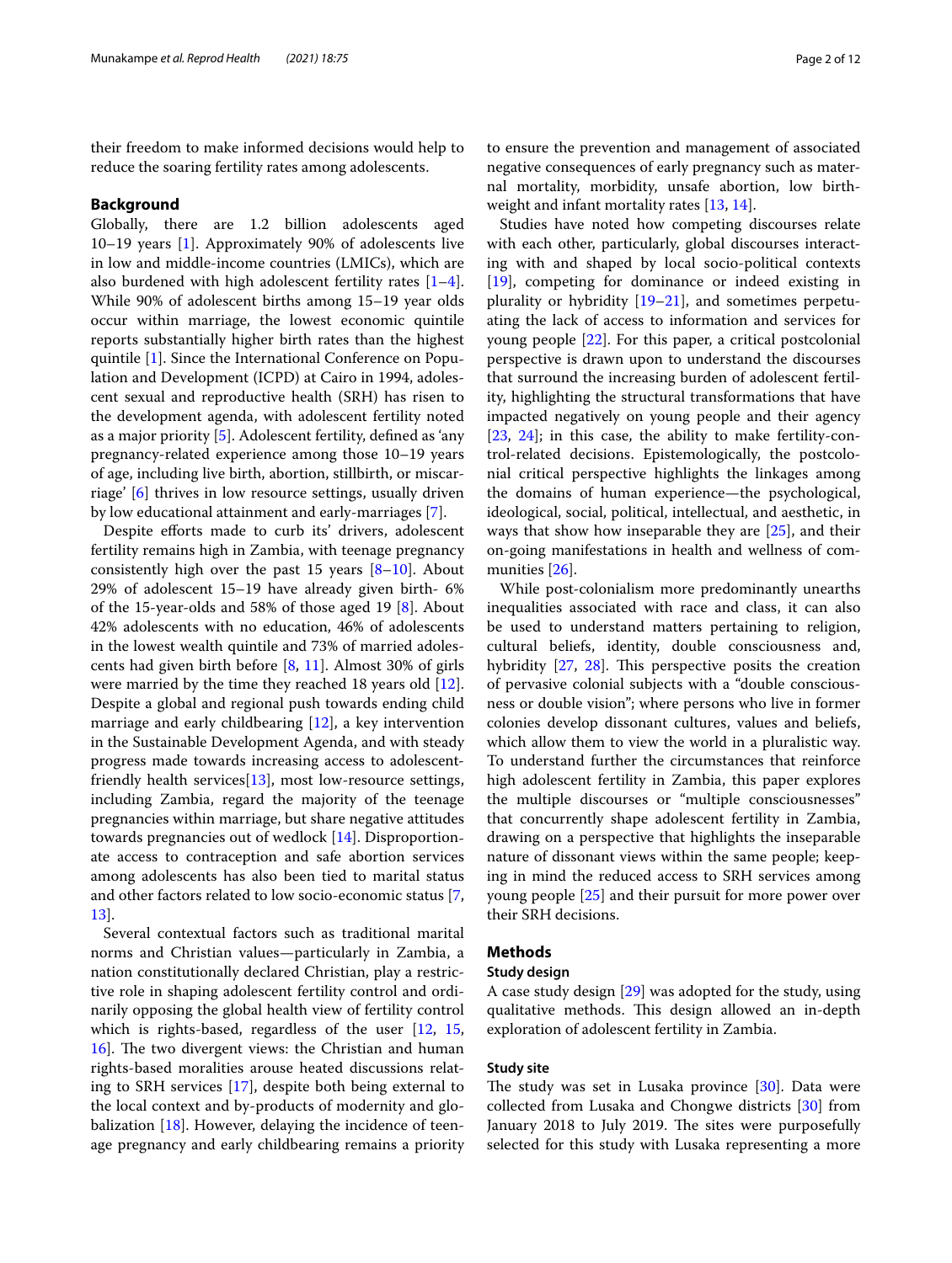their freedom to make informed decisions would help to reduce the soaring fertility rates among adolescents.

## Background

Globally, there are 1.2 billion adolescents aged 10–19 years [1]. Approximately 90% of adolescents live in low and middle-income countries (LMICs), which are also burdened with high adolescent fertility rates [1–4]. While 90% of adolescent births among 15–19 year olds occur within marriage, the lowest economic quintile reports substantially higher birth rates than the highest quintile [1]. Since the International Conference on Population and Development (ICPD) at Cairo in 1994, adolescent sexual and reproductive health (SRH) has risen to the development agenda, with adolescent fertility noted as a major priority [5]. Adolescent fertility, defined as 'any pregnancy-related experience among those 10–19 years of age, including live birth, abortion, stillbirth, or miscarriage' [6] thrives in low resource settings, usually driven by low educational attainment and early-marriages [7].

Despite efforts made to curb its' drivers, adolescent fertility remains high in Zambia, with teenage pregnancy consistently high over the past 15 years [8–10]. About 29% of adolescent 15–19 have already given birth- 6% of the 15-year-olds and 58% of those aged 19 [8]. About 42% adolescents with no education, 46% of adolescents in the lowest wealth quintile and 73% of married adolescents had given birth before [8, 11]. Almost 30% of girls were married by the time they reached 18 years old [12]. Despite a global and regional push towards ending child marriage and early childbearing [12], a key intervention in the Sustainable Development Agenda, and with steady progress made towards increasing access to adolescent-friendly health services[13], most low-resource settings, including Zambia, regard the majority of the teenage pregnancies within marriage, but share negative attitudes towards pregnancies out of wedlock [14]. Disproportionate access to contraception and safe abortion services among adolescents has also been tied to marital status and other factors related to low socio-economic status [7, 13].

Several contextual factors such as traditional marital norms and Christian values—particularly in Zambia, a nation constitutionally declared Christian, play a restrictive role in shaping adolescent fertility control and ordinarily opposing the global health view of fertility control which is rights-based, regardless of the user [12, 15, 16]. The two divergent views: the Christian and human rights-based moralities arouse heated discussions relating to SRH services [17], despite both being external to the local context and by-products of modernity and globalization [18]. However, delaying the incidence of teenage pregnancy and early childbearing remains a priority to ensure the prevention and management of associated negative consequences of early pregnancy such as maternal mortality, morbidity, unsafe abortion, low birthweight and infant mortality rates [13, 14].

Studies have noted how competing discourses relate with each other, particularly, global discourses interacting with and shaped by local socio-political contexts [19], competing for dominance or indeed existing in plurality or hybridity [19–21], and sometimes perpetuating the lack of access to information and services for young people [22]. For this paper, a critical postcolonial perspective is drawn upon to understand the discourses that surround the increasing burden of adolescent fertility, highlighting the structural transformations that have impacted negatively on young people and their agency [23, 24]; in this case, the ability to make fertility-control-related decisions. Epistemologically, the postcolonial critical perspective highlights the linkages among the domains of human experience—the psychological, ideological, social, political, intellectual, and aesthetic, in ways that show how inseparable they are [25], and their on-going manifestations in health and wellness of communities [26].

While post-colonialism more predominantly unearths inequalities associated with race and class, it can also be used to understand matters pertaining to religion, cultural beliefs, identity, double consciousness and, hybridity [27, 28]. This perspective posits the creation of pervasive colonial subjects with a "double consciousness or double vision"; where persons who live in former colonies develop dissonant cultures, values and beliefs, which allow them to view the world in a pluralistic way. To understand further the circumstances that reinforce high adolescent fertility in Zambia, this paper explores the multiple discourses or "multiple consciousnesses" that concurrently shape adolescent fertility in Zambia, drawing on a perspective that highlights the inseparable nature of dissonant views within the same people; keeping in mind the reduced access to SRH services among young people [25] and their pursuit for more power over their SRH decisions.

## Methods

### Study design

A case study design [29] was adopted for the study, using qualitative methods. This design allowed an in-depth exploration of adolescent fertility in Zambia.

### Study site

The study was set in Lusaka province [30]. Data were collected from Lusaka and Chongwe districts [30] from January 2018 to July 2019. The sites were purposefully selected for this study with Lusaka representing a more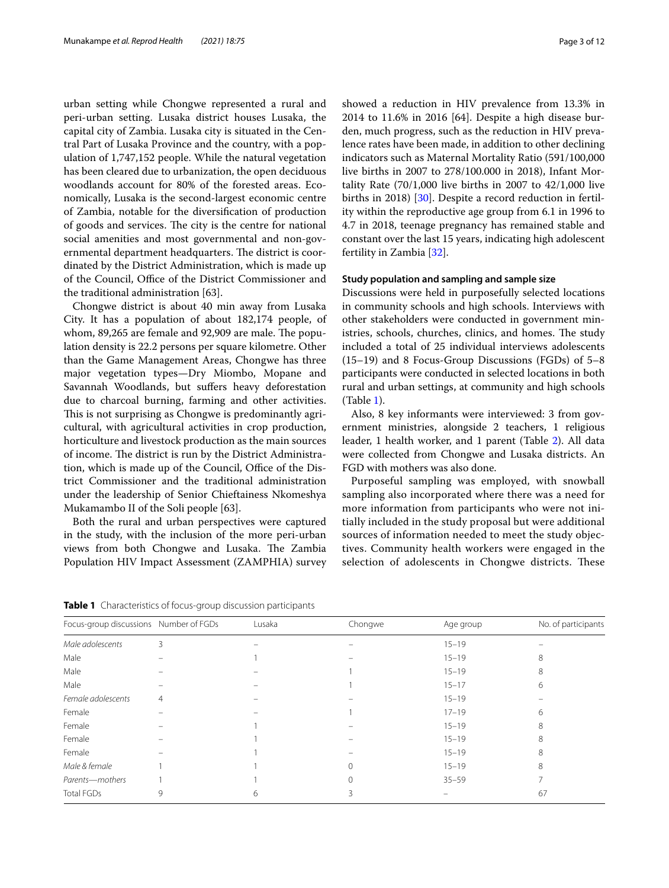urban setting while Chongwe represented a rural and peri-urban setting. Lusaka district houses Lusaka, the capital city of Zambia. Lusaka city is situated in the Central Part of Lusaka Province and the country, with a population of 1,747,152 people. While the natural vegetation has been cleared due to urbanization, the open deciduous woodlands account for 80% of the forested areas. Economically, Lusaka is the second-largest economic centre of Zambia, notable for the diversification of production of goods and services. The city is the centre for national social amenities and most governmental and non-governmental department headquarters. The district is coordinated by the District Administration, which is made up of the Council, Office of the District Commissioner and the traditional administration [63].

Chongwe district is about 40 min away from Lusaka City. It has a population of about 182,174 people, of whom, 89,265 are female and 92,909 are male. The population density is 22.2 persons per square kilometre. Other than the Game Management Areas, Chongwe has three major vegetation types—Dry Miombo, Mopane and Savannah Woodlands, but suffers heavy deforestation due to charcoal burning, farming and other activities. This is not surprising as Chongwe is predominantly agricultural, with agricultural activities in crop production, horticulture and livestock production as the main sources of income. The district is run by the District Administration, which is made up of the Council, Office of the District Commissioner and the traditional administration under the leadership of Senior Chieftainess Nkomeshya Mukamambo II of the Soli people [63].

Both the rural and urban perspectives were captured in the study, with the inclusion of the more peri-urban views from both Chongwe and Lusaka. The Zambia Population HIV Impact Assessment (ZAMPHIA) survey showed a reduction in HIV prevalence from 13.3% in 2014 to 11.6% in 2016 [64]. Despite a high disease burden, much progress, such as the reduction in HIV prevalence rates have been made, in addition to other declining indicators such as Maternal Mortality Ratio (591/100,000 live births in 2007 to 278/100.000 in 2018), Infant Mortality Rate (70/1,000 live births in 2007 to 42/1,000 live births in 2018) [30]. Despite a record reduction in fertility within the reproductive age group from 6.1 in 1996 to 4.7 in 2018, teenage pregnancy has remained stable and constant over the last 15 years, indicating high adolescent fertility in Zambia [32].

### Study population and sampling and sample size

Discussions were held in purposefully selected locations in community schools and high schools. Interviews with other stakeholders were conducted in government ministries, schools, churches, clinics, and homes. The study included a total of 25 individual interviews adolescents (15–19) and 8 Focus-Group Discussions (FGDs) of 5–8 participants were conducted in selected locations in both rural and urban settings, at community and high schools (Table 1).

Also, 8 key informants were interviewed: 3 from government ministries, alongside 2 teachers, 1 religious leader, 1 health worker, and 1 parent (Table 2). All data were collected from Chongwe and Lusaka districts. An FGD with mothers was also done.

Purposeful sampling was employed, with snowball sampling also incorporated where there was a need for more information from participants who were not initially included in the study proposal but were additional sources of information needed to meet the study objectives. Community health workers were engaged in the selection of adolescents in Chongwe districts. These

**Table 1** Characteristics of focus-group discussion participants

| Focus-group discussions | Number of FGDs | Lusaka | Chongwe | Age group | No. of participants |
|---|---|---|---|---|---|
| *Male adolescents* | 3 | – | – | 15–19 | – |
| Male | – | 1 | – | 15–19 | 8 |
| Male | – | – | 1 | 15–19 | 8 |
| Male | – | – | 1 | 15–17 | 6 |
| *Female adolescents* | 4 | – | – | 15–19 | – |
| Female | – | – | 1 | 17–19 | 6 |
| Female | – | 1 | – | 15–19 | 8 |
| Female | – | 1 | – | 15–19 | 8 |
| Female | – | 1 | – | 15–19 | 8 |
| *Male & female* | 1 | 1 | 0 | 15–19 | 8 |
| *Parents—mothers* | 1 | 1 | 0 | 35–59 | 7 |
| Total FGDs | 9 | 6 | 3 | – | 67 |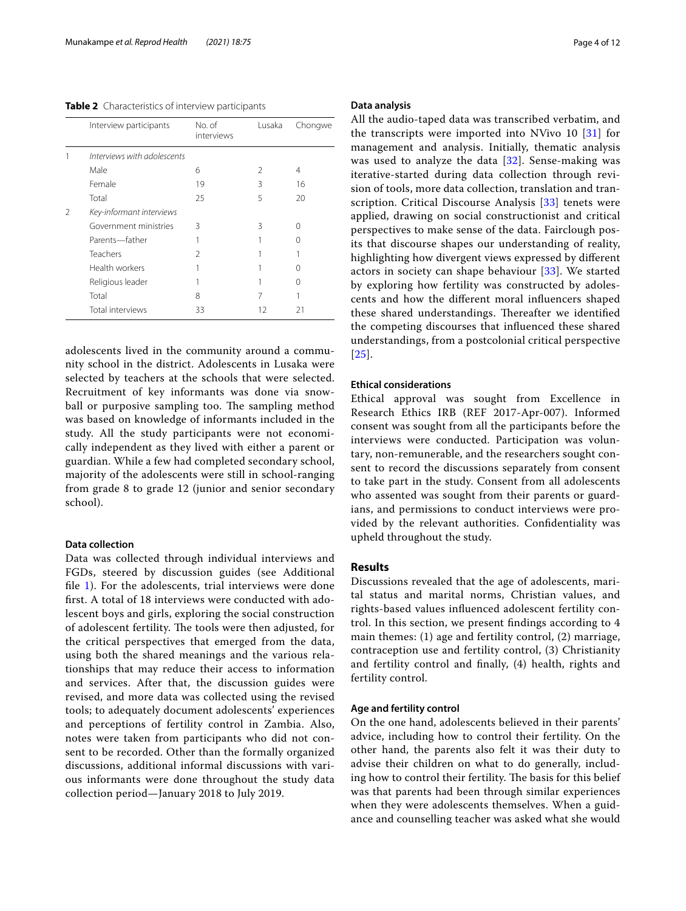**Table 2** Characteristics of interview participants

| | Interview participants | No. of interviews | Lusaka | Chongwe |
|---|---|---|---|---|
| 1 | *Interviews with adolescents* | | | |
| | Male | 6 | 2 | 4 |
| | Female | 19 | 3 | 16 |
| | Total | 25 | 5 | 20 |
| 2 | *Key-informant interviews* | | | |
| | Government ministries | 3 | 3 | 0 |
| | Parents—father | 1 | 1 | 0 |
| | Teachers | 2 | 1 | 1 |
| | Health workers | 1 | 1 | 0 |
| | Religious leader | 1 | 1 | 0 |
| | Total | 8 | 7 | 1 |
| | Total interviews | 33 | 12 | 21 |

adolescents lived in the community around a community school in the district. Adolescents in Lusaka were selected by teachers at the schools that were selected. Recruitment of key informants was done via snowball or purposive sampling too. The sampling method was based on knowledge of informants included in the study. All the study participants were not economically independent as they lived with either a parent or guardian. While a few had completed secondary school, majority of the adolescents were still in school-ranging from grade 8 to grade 12 (junior and senior secondary school).

### Data collection

Data was collected through individual interviews and FGDs, steered by discussion guides (see Additional file 1). For the adolescents, trial interviews were done first. A total of 18 interviews were conducted with adolescent boys and girls, exploring the social construction of adolescent fertility. The tools were then adjusted, for the critical perspectives that emerged from the data, using both the shared meanings and the various relationships that may reduce their access to information and services. After that, the discussion guides were revised, and more data was collected using the revised tools; to adequately document adolescents' experiences and perceptions of fertility control in Zambia. Also, notes were taken from participants who did not consent to be recorded. Other than the formally organized discussions, additional informal discussions with various informants were done throughout the study data collection period—January 2018 to July 2019.

### Data analysis

All the audio-taped data was transcribed verbatim, and the transcripts were imported into NVivo 10 [31] for management and analysis. Initially, thematic analysis was used to analyze the data [32]. Sense-making was iterative-started during data collection through revision of tools, more data collection, translation and transcription. Critical Discourse Analysis [33] tenets were applied, drawing on social constructionist and critical perspectives to make sense of the data. Fairclough posits that discourse shapes our understanding of reality, highlighting how divergent views expressed by different actors in society can shape behaviour [33]. We started by exploring how fertility was constructed by adolescents and how the different moral influencers shaped these shared understandings. Thereafter we identified the competing discourses that influenced these shared understandings, from a postcolonial critical perspective [25].

### Ethical considerations

Ethical approval was sought from Excellence in Research Ethics IRB (REF 2017-Apr-007). Informed consent was sought from all the participants before the interviews were conducted. Participation was voluntary, non-remunerable, and the researchers sought consent to record the discussions separately from consent to take part in the study. Consent from all adolescents who assented was sought from their parents or guardians, and permissions to conduct interviews were provided by the relevant authorities. Confidentiality was upheld throughout the study.

## Results

Discussions revealed that the age of adolescents, marital status and marital norms, Christian values, and rights-based values influenced adolescent fertility control. In this section, we present findings according to 4 main themes: (1) age and fertility control, (2) marriage, contraception use and fertility control, (3) Christianity and fertility control and finally, (4) health, rights and fertility control.

### Age and fertility control

On the one hand, adolescents believed in their parents' advice, including how to control their fertility. On the other hand, the parents also felt it was their duty to advise their children on what to do generally, including how to control their fertility. The basis for this belief was that parents had been through similar experiences when they were adolescents themselves. When a guidance and counselling teacher was asked what she would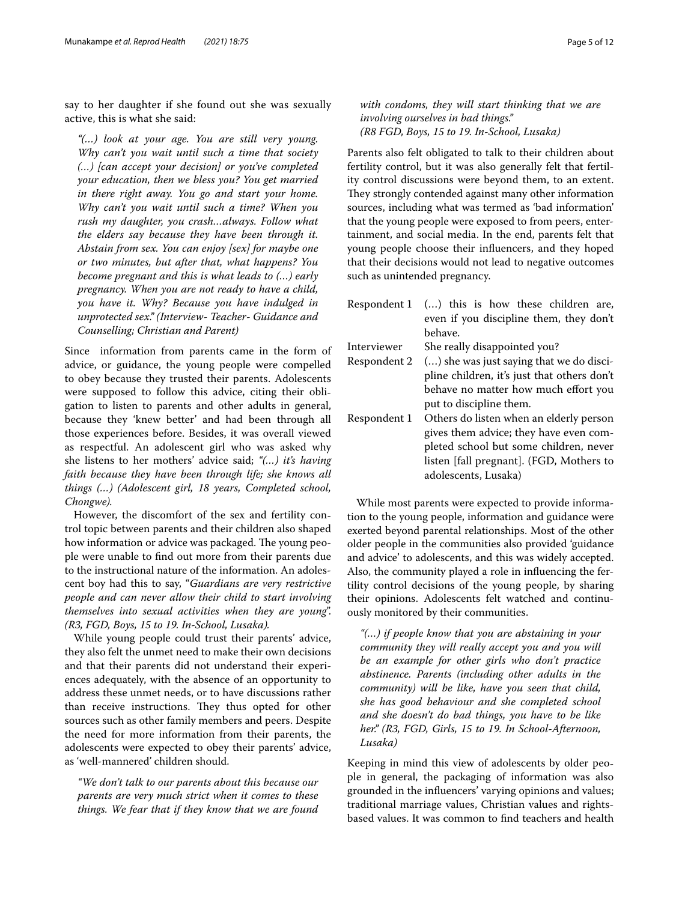say to her daughter if she found out she was sexually active, this is what she said:

> *"(…) look at your age. You are still very young. Why can't you wait until such a time that society (…) [can accept your decision] or you've completed your education, then we bless you? You get married in there right away. You go and start your home. Why can't you wait until such a time? When you rush my daughter, you crash…always. Follow what the elders say because they have been through it. Abstain from sex. You can enjoy [sex] for maybe one or two minutes, but after that, what happens? You become pregnant and this is what leads to (…) early pregnancy. When you are not ready to have a child, you have it. Why? Because you have indulged in unprotected sex." (Interview- Teacher- Guidance and Counselling; Christian and Parent)*

Since information from parents came in the form of advice, or guidance, the young people were compelled to obey because they trusted their parents. Adolescents were supposed to follow this advice, citing their obligation to listen to parents and other adults in general, because they 'knew better' and had been through all those experiences before. Besides, it was overall viewed as respectful. An adolescent girl who was asked why she listens to her mothers' advice said; *"(…) it's having faith because they have been through life; she knows all things (…) (Adolescent girl, 18 years, Completed school, Chongwe).*

However, the discomfort of the sex and fertility control topic between parents and their children also shaped how information or advice was packaged. The young people were unable to find out more from their parents due to the instructional nature of the information. An adolescent boy had this to say, "*Guardians are very restrictive people and can never allow their child to start involving themselves into sexual activities when they are young". (R3, FGD, Boys, 15 to 19. In-School, Lusaka).*

While young people could trust their parents' advice, they also felt the unmet need to make their own decisions and that their parents did not understand their experiences adequately, with the absence of an opportunity to address these unmet needs, or to have discussions rather than receive instructions. They thus opted for other sources such as other family members and peers. Despite the need for more information from their parents, the adolescents were expected to obey their parents' advice, as 'well-mannered' children should.

> *"We don't talk to our parents about this because our parents are very much strict when it comes to these things. We fear that if they know that we are found with condoms, they will start thinking that we are involving ourselves in bad things."*
> *(R8 FGD, Boys, 15 to 19. In-School, Lusaka)*

Parents also felt obligated to talk to their children about fertility control, but it was also generally felt that fertility control discussions were beyond them, to an extent. They strongly contended against many other information sources, including what was termed as 'bad information' that the young people were exposed to from peers, entertainment, and social media. In the end, parents felt that young people choose their influencers, and they hoped that their decisions would not lead to negative outcomes such as unintended pregnancy.

| | |
|---|---|
| Respondent 1 | (…) this is how these children are, even if you discipline them, they don't behave. |
| Interviewer | She really disappointed you? |
| Respondent 2 | (…) she was just saying that we do discipline children, it's just that others don't behave no matter how much effort you put to discipline them. |
| Respondent 1 | Others do listen when an elderly person gives them advice; they have even completed school but some children, never listen [fall pregnant]. (FGD, Mothers to adolescents, Lusaka) |

While most parents were expected to provide information to the young people, information and guidance were exerted beyond parental relationships. Most of the other older people in the communities also provided 'guidance and advice' to adolescents, and this was widely accepted. Also, the community played a role in influencing the fertility control decisions of the young people, by sharing their opinions. Adolescents felt watched and continuously monitored by their communities.

> *"(…) if people know that you are abstaining in your community they will really accept you and you will be an example for other girls who don't practice abstinence. Parents (including other adults in the community) will be like, have you seen that child, she has good behaviour and she completed school and she doesn't do bad things, you have to be like her." (R3, FGD, Girls, 15 to 19. In School-Afternoon, Lusaka)*

Keeping in mind this view of adolescents by older people in general, the packaging of information was also grounded in the influencers' varying opinions and values; traditional marriage values, Christian values and rights-based values. It was common to find teachers and health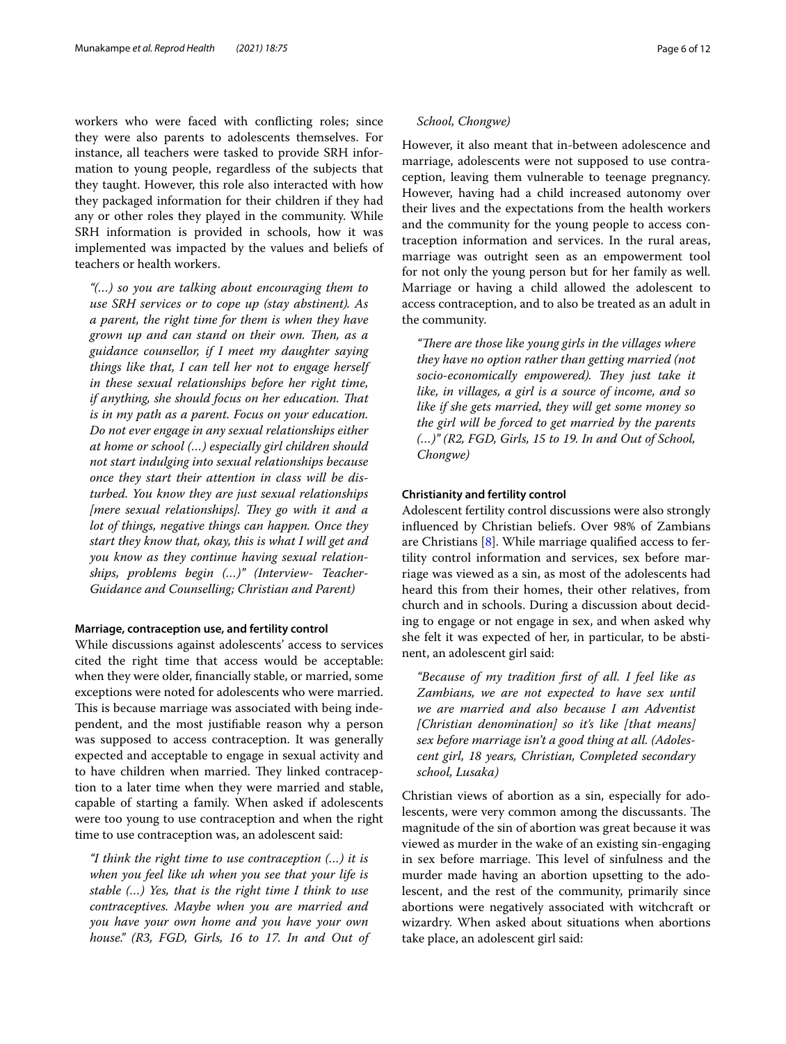workers who were faced with conflicting roles; since they were also parents to adolescents themselves. For instance, all teachers were tasked to provide SRH information to young people, regardless of the subjects that they taught. However, this role also interacted with how they packaged information for their children if they had any or other roles they played in the community. While SRH information is provided in schools, how it was implemented was impacted by the values and beliefs of teachers or health workers.

> *"(…) so you are talking about encouraging them to use SRH services or to cope up (stay abstinent). As a parent, the right time for them is when they have grown up and can stand on their own. Then, as a guidance counsellor, if I meet my daughter saying things like that, I can tell her not to engage herself in these sexual relationships before her right time, if anything, she should focus on her education. That is in my path as a parent. Focus on your education. Do not ever engage in any sexual relationships either at home or school (…) especially girl children should not start indulging into sexual relationships because once they start their attention in class will be disturbed. You know they are just sexual relationships [mere sexual relationships]. They go with it and a lot of things, negative things can happen. Once they start they know that, okay, this is what I will get and you know as they continue having sexual relationships, problems begin (…)" (Interview- Teacher-Guidance and Counselling; Christian and Parent)*

#### Marriage, contraception use, and fertility control

While discussions against adolescents' access to services cited the right time that access would be acceptable: when they were older, financially stable, or married, some exceptions were noted for adolescents who were married. This is because marriage was associated with being independent, and the most justifiable reason why a person was supposed to access contraception. It was generally expected and acceptable to engage in sexual activity and to have children when married. They linked contraception to a later time when they were married and stable, capable of starting a family. When asked if adolescents were too young to use contraception and when the right time to use contraception was, an adolescent said:

> *"I think the right time to use contraception (…) it is when you feel like uh when you see that your life is stable (…) Yes, that is the right time I think to use contraceptives. Maybe when you are married and you have your own home and you have your own house." (R3, FGD, Girls, 16 to 17. In and Out of School, Chongwe)*

However, it also meant that in-between adolescence and marriage, adolescents were not supposed to use contraception, leaving them vulnerable to teenage pregnancy. However, having had a child increased autonomy over their lives and the expectations from the health workers and the community for the young people to access contraception information and services. In the rural areas, marriage was outright seen as an empowerment tool for not only the young person but for her family as well. Marriage or having a child allowed the adolescent to access contraception, and to also be treated as an adult in the community.

> *"There are those like young girls in the villages where they have no option rather than getting married (not socio-economically empowered). They just take it like, in villages, a girl is a source of income, and so like if she gets married, they will get some money so the girl will be forced to get married by the parents (…)" (R2, FGD, Girls, 15 to 19. In and Out of School, Chongwe)*

#### Christianity and fertility control

Adolescent fertility control discussions were also strongly influenced by Christian beliefs. Over 98% of Zambians are Christians [8]. While marriage qualified access to fertility control information and services, sex before marriage was viewed as a sin, as most of the adolescents had heard this from their homes, their other relatives, from church and in schools. During a discussion about deciding to engage or not engage in sex, and when asked why she felt it was expected of her, in particular, to be abstinent, an adolescent girl said:

> *"Because of my tradition first of all. I feel like as Zambians, we are not expected to have sex until we are married and also because I am Adventist [Christian denomination] so it's like [that means] sex before marriage isn't a good thing at all. (Adolescent girl, 18 years, Christian, Completed secondary school, Lusaka)*

Christian views of abortion as a sin, especially for adolescents, were very common among the discussants. The magnitude of the sin of abortion was great because it was viewed as murder in the wake of an existing sin-engaging in sex before marriage. This level of sinfulness and the murder made having an abortion upsetting to the adolescent, and the rest of the community, primarily since abortions were negatively associated with witchcraft or wizardry. When asked about situations when abortions take place, an adolescent girl said: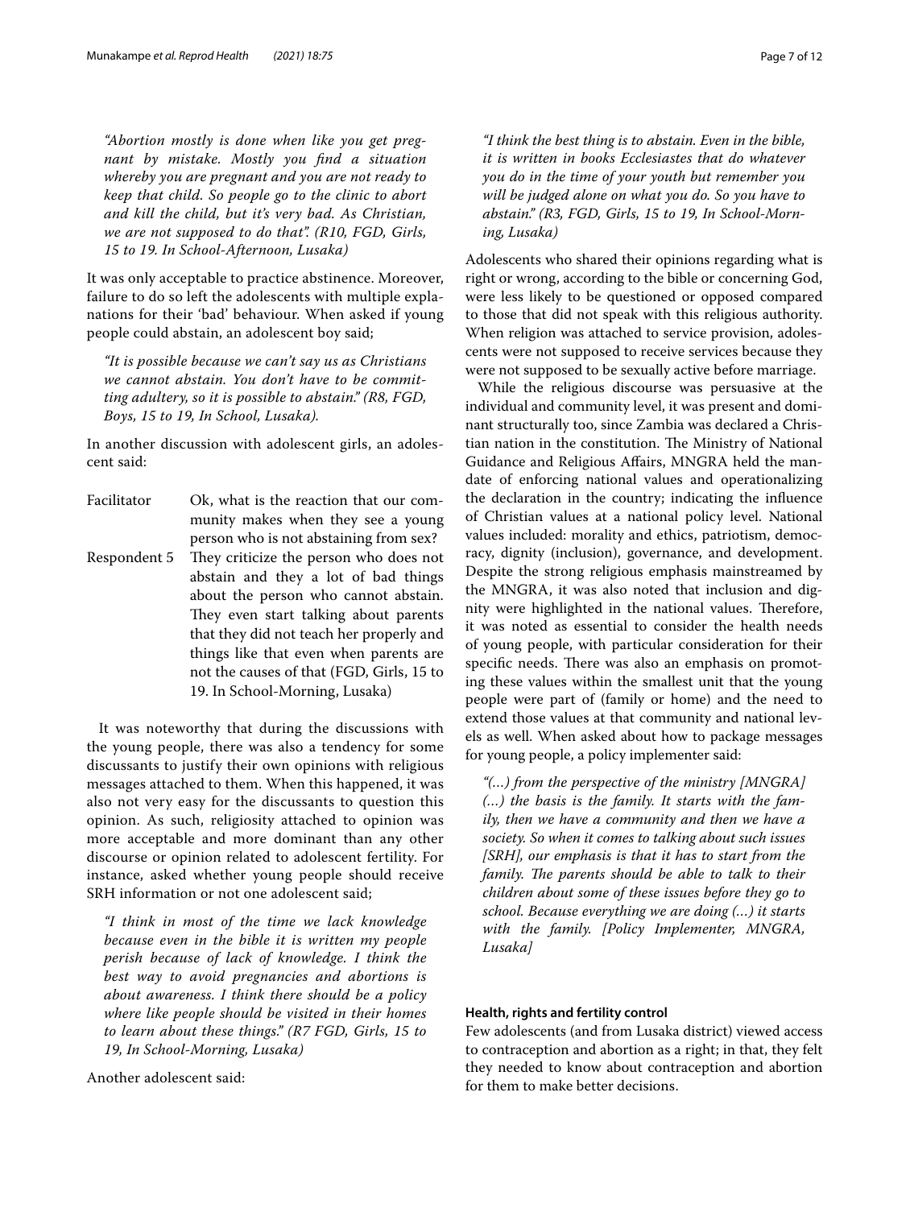*"Abortion mostly is done when like you get pregnant by mistake. Mostly you find a situation whereby you are pregnant and you are not ready to keep that child. So people go to the clinic to abort and kill the child, but it's very bad. As Christian, we are not supposed to do that". (R10, FGD, Girls, 15 to 19. In School-Afternoon, Lusaka)*

It was only acceptable to practice abstinence. Moreover, failure to do so left the adolescents with multiple explanations for their 'bad' behaviour. When asked if young people could abstain, an adolescent boy said;

*"It is possible because we can't say us as Christians we cannot abstain. You don't have to be committing adultery, so it is possible to abstain." (R8, FGD, Boys, 15 to 19, In School, Lusaka).*

In another discussion with adolescent girls, an adolescent said:

| | |
|---|---|
| Facilitator | Ok, what is the reaction that our community makes when they see a young person who is not abstaining from sex? |
| Respondent 5 | They criticize the person who does not abstain and they a lot of bad things about the person who cannot abstain. They even start talking about parents that they did not teach her properly and things like that even when parents are not the causes of that (FGD, Girls, 15 to 19. In School-Morning, Lusaka) |

It was noteworthy that during the discussions with the young people, there was also a tendency for some discussants to justify their own opinions with religious messages attached to them. When this happened, it was also not very easy for the discussants to question this opinion. As such, religiosity attached to opinion was more acceptable and more dominant than any other discourse or opinion related to adolescent fertility. For instance, asked whether young people should receive SRH information or not one adolescent said;

*"I think in most of the time we lack knowledge because even in the bible it is written my people perish because of lack of knowledge. I think the best way to avoid pregnancies and abortions is about awareness. I think there should be a policy where like people should be visited in their homes to learn about these things." (R7 FGD, Girls, 15 to 19, In School-Morning, Lusaka)*

Another adolescent said:

*"I think the best thing is to abstain. Even in the bible, it is written in books Ecclesiastes that do whatever you do in the time of your youth but remember you will be judged alone on what you do. So you have to abstain." (R3, FGD, Girls, 15 to 19, In School-Morning, Lusaka)*

Adolescents who shared their opinions regarding what is right or wrong, according to the bible or concerning God, were less likely to be questioned or opposed compared to those that did not speak with this religious authority. When religion was attached to service provision, adolescents were not supposed to receive services because they were not supposed to be sexually active before marriage.

While the religious discourse was persuasive at the individual and community level, it was present and dominant structurally too, since Zambia was declared a Christian nation in the constitution. The Ministry of National Guidance and Religious Affairs, MNGRA held the mandate of enforcing national values and operationalizing the declaration in the country; indicating the influence of Christian values at a national policy level. National values included: morality and ethics, patriotism, democracy, dignity (inclusion), governance, and development. Despite the strong religious emphasis mainstreamed by the MNGRA, it was also noted that inclusion and dignity were highlighted in the national values. Therefore, it was noted as essential to consider the health needs of young people, with particular consideration for their specific needs. There was also an emphasis on promoting these values within the smallest unit that the young people were part of (family or home) and the need to extend those values at that community and national levels as well. When asked about how to package messages for young people, a policy implementer said:

*"(…) from the perspective of the ministry [MNGRA] (…) the basis is the family. It starts with the family, then we have a community and then we have a society. So when it comes to talking about such issues [SRH], our emphasis is that it has to start from the family. The parents should be able to talk to their children about some of these issues before they go to school. Because everything we are doing (…) it starts with the family. [Policy Implementer, MNGRA, Lusaka]*

### Health, rights and fertility control

Few adolescents (and from Lusaka district) viewed access to contraception and abortion as a right; in that, they felt they needed to know about contraception and abortion for them to make better decisions.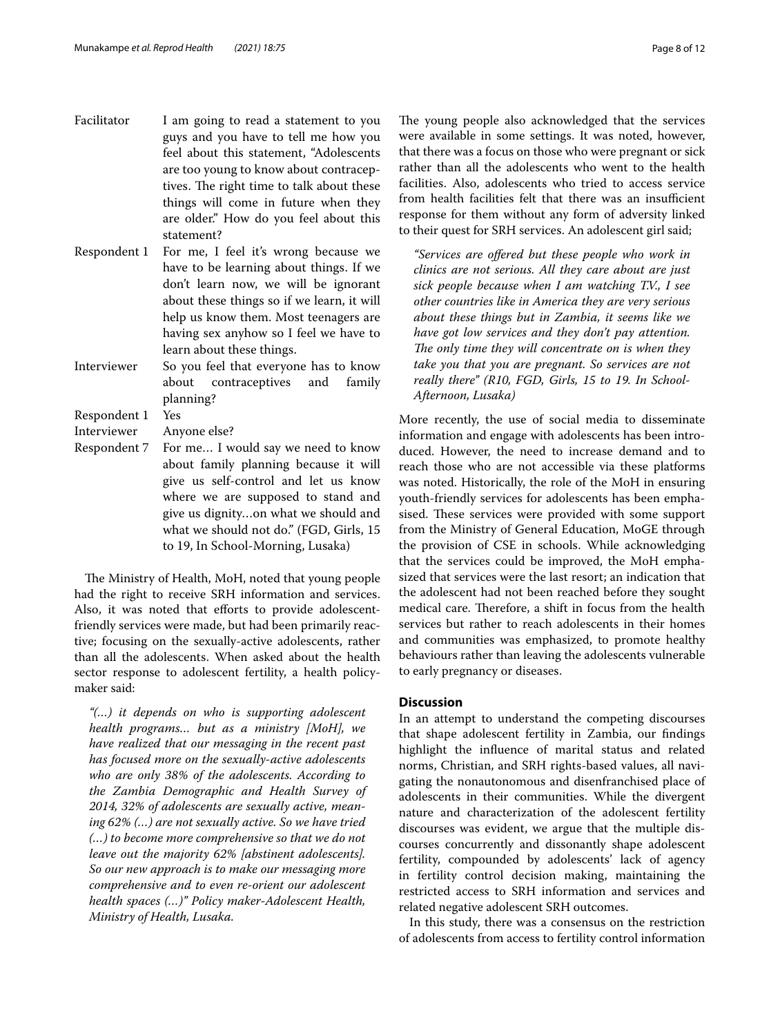| | |
|---|---|
| Facilitator | I am going to read a statement to you guys and you have to tell me how you feel about this statement, "Adolescents are too young to know about contraceptives. The right time to talk about these things will come in future when they are older." How do you feel about this statement? |
| Respondent 1 | For me, I feel it's wrong because we have to be learning about things. If we don't learn now, we will be ignorant about these things so if we learn, it will help us know them. Most teenagers are having sex anyhow so I feel we have to learn about these things. |
| Interviewer | So you feel that everyone has to know about contraceptives and family planning? |
| Respondent 1 | Yes |
| Interviewer | Anyone else? |
| Respondent 7 | For me… I would say we need to know about family planning because it will give us self-control and let us know where we are supposed to stand and give us dignity…on what we should and what we should not do." (FGD, Girls, 15 to 19, In School-Morning, Lusaka) |

The Ministry of Health, MoH, noted that young people had the right to receive SRH information and services. Also, it was noted that efforts to provide adolescent-friendly services were made, but had been primarily reactive; focusing on the sexually-active adolescents, rather than all the adolescents. When asked about the health sector response to adolescent fertility, a health policymaker said:

> *"(…) it depends on who is supporting adolescent health programs… but as a ministry [MoH], we have realized that our messaging in the recent past has focused more on the sexually-active adolescents who are only 38% of the adolescents. According to the Zambia Demographic and Health Survey of 2014, 32% of adolescents are sexually active, meaning 62% (…) are not sexually active. So we have tried (…) to become more comprehensive so that we do not leave out the majority 62% [abstinent adolescents]. So our new approach is to make our messaging more comprehensive and to even re-orient our adolescent health spaces (…)" Policy maker-Adolescent Health, Ministry of Health, Lusaka.*

The young people also acknowledged that the services were available in some settings. It was noted, however, that there was a focus on those who were pregnant or sick rather than all the adolescents who went to the health facilities. Also, adolescents who tried to access service from health facilities felt that there was an insufficient response for them without any form of adversity linked to their quest for SRH services. An adolescent girl said;

> *"Services are offered but these people who work in clinics are not serious. All they care about are just sick people because when I am watching T.V., I see other countries like in America they are very serious about these things but in Zambia, it seems like we have got low services and they don't pay attention. The only time they will concentrate on is when they take you that you are pregnant. So services are not really there" (R10, FGD, Girls, 15 to 19. In School-Afternoon, Lusaka)*

More recently, the use of social media to disseminate information and engage with adolescents has been introduced. However, the need to increase demand and to reach those who are not accessible via these platforms was noted. Historically, the role of the MoH in ensuring youth-friendly services for adolescents has been emphasised. These services were provided with some support from the Ministry of General Education, MoGE through the provision of CSE in schools. While acknowledging that the services could be improved, the MoH emphasized that services were the last resort; an indication that the adolescent had not been reached before they sought medical care. Therefore, a shift in focus from the health services but rather to reach adolescents in their homes and communities was emphasized, to promote healthy behaviours rather than leaving the adolescents vulnerable to early pregnancy or diseases.

## Discussion

In an attempt to understand the competing discourses that shape adolescent fertility in Zambia, our findings highlight the influence of marital status and related norms, Christian, and SRH rights-based values, all navigating the nonautonomous and disenfranchised place of adolescents in their communities. While the divergent nature and characterization of the adolescent fertility discourses was evident, we argue that the multiple discourses concurrently and dissonantly shape adolescent fertility, compounded by adolescents' lack of agency in fertility control decision making, maintaining the restricted access to SRH information and services and related negative adolescent SRH outcomes.

In this study, there was a consensus on the restriction of adolescents from access to fertility control information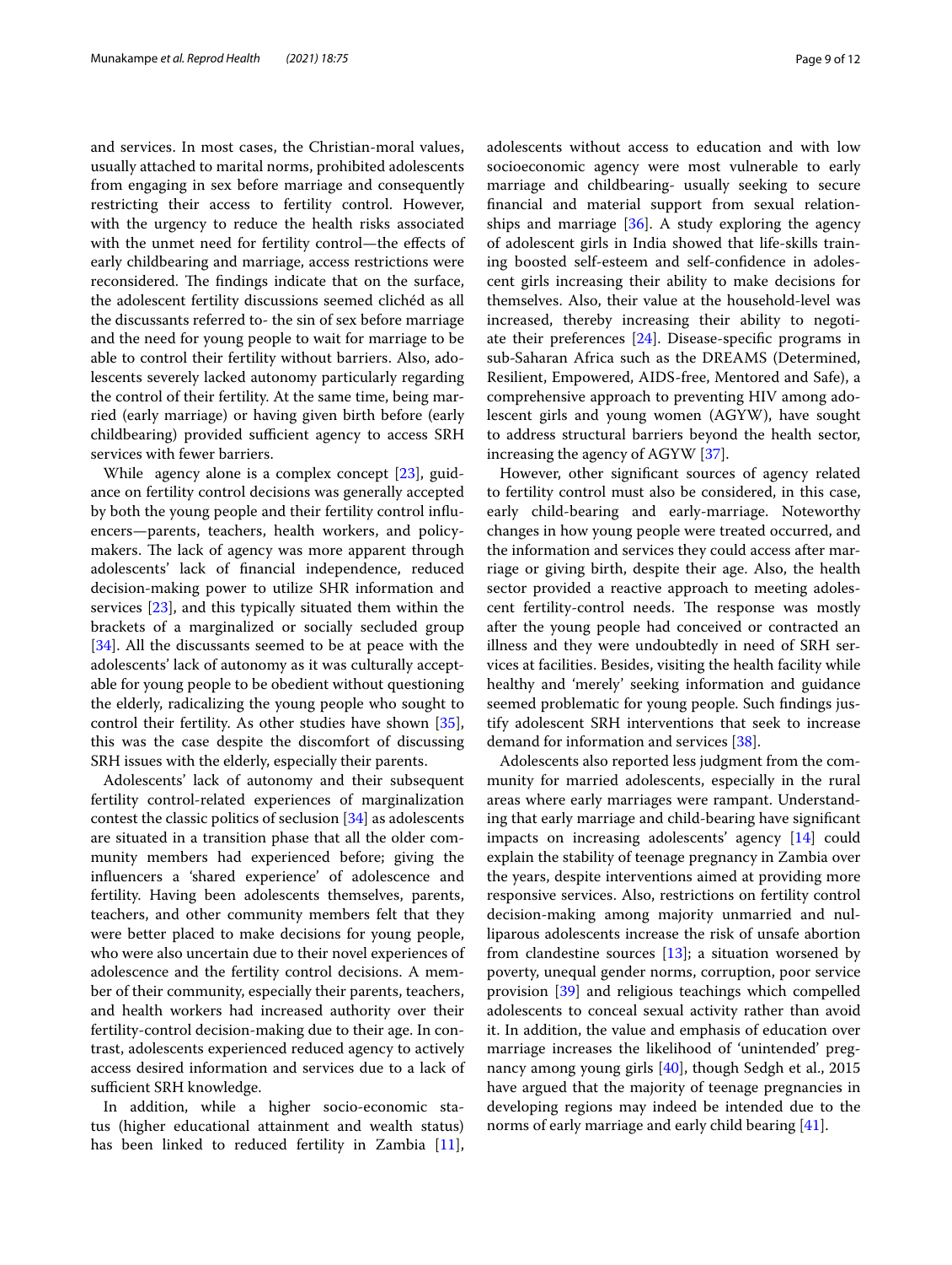and services. In most cases, the Christian-moral values, usually attached to marital norms, prohibited adolescents from engaging in sex before marriage and consequently restricting their access to fertility control. However, with the urgency to reduce the health risks associated with the unmet need for fertility control—the effects of early childbearing and marriage, access restrictions were reconsidered. The findings indicate that on the surface, the adolescent fertility discussions seemed clichéd as all the discussants referred to- the sin of sex before marriage and the need for young people to wait for marriage to be able to control their fertility without barriers. Also, adolescents severely lacked autonomy particularly regarding the control of their fertility. At the same time, being married (early marriage) or having given birth before (early childbearing) provided sufficient agency to access SRH services with fewer barriers.

While agency alone is a complex concept [23], guidance on fertility control decisions was generally accepted by both the young people and their fertility control influencers—parents, teachers, health workers, and policymakers. The lack of agency was more apparent through adolescents' lack of financial independence, reduced decision-making power to utilize SHR information and services [23], and this typically situated them within the brackets of a marginalized or socially secluded group [34]. All the discussants seemed to be at peace with the adolescents' lack of autonomy as it was culturally acceptable for young people to be obedient without questioning the elderly, radicalizing the young people who sought to control their fertility. As other studies have shown [35], this was the case despite the discomfort of discussing SRH issues with the elderly, especially their parents.

Adolescents' lack of autonomy and their subsequent fertility control-related experiences of marginalization contest the classic politics of seclusion [34] as adolescents are situated in a transition phase that all the older community members had experienced before; giving the influencers a 'shared experience' of adolescence and fertility. Having been adolescents themselves, parents, teachers, and other community members felt that they were better placed to make decisions for young people, who were also uncertain due to their novel experiences of adolescence and the fertility control decisions. A member of their community, especially their parents, teachers, and health workers had increased authority over their fertility-control decision-making due to their age. In contrast, adolescents experienced reduced agency to actively access desired information and services due to a lack of sufficient SRH knowledge.

In addition, while a higher socio-economic status (higher educational attainment and wealth status) has been linked to reduced fertility in Zambia [11], adolescents without access to education and with low socioeconomic agency were most vulnerable to early marriage and childbearing- usually seeking to secure financial and material support from sexual relationships and marriage [36]. A study exploring the agency of adolescent girls in India showed that life-skills training boosted self-esteem and self-confidence in adolescent girls increasing their ability to make decisions for themselves. Also, their value at the household-level was increased, thereby increasing their ability to negotiate their preferences [24]. Disease-specific programs in sub-Saharan Africa such as the DREAMS (Determined, Resilient, Empowered, AIDS-free, Mentored and Safe), a comprehensive approach to preventing HIV among adolescent girls and young women (AGYW), have sought to address structural barriers beyond the health sector, increasing the agency of AGYW [37].

However, other significant sources of agency related to fertility control must also be considered, in this case, early child-bearing and early-marriage. Noteworthy changes in how young people were treated occurred, and the information and services they could access after marriage or giving birth, despite their age. Also, the health sector provided a reactive approach to meeting adolescent fertility-control needs. The response was mostly after the young people had conceived or contracted an illness and they were undoubtedly in need of SRH services at facilities. Besides, visiting the health facility while healthy and 'merely' seeking information and guidance seemed problematic for young people. Such findings justify adolescent SRH interventions that seek to increase demand for information and services [38].

Adolescents also reported less judgment from the community for married adolescents, especially in the rural areas where early marriages were rampant. Understanding that early marriage and child-bearing have significant impacts on increasing adolescents' agency [14] could explain the stability of teenage pregnancy in Zambia over the years, despite interventions aimed at providing more responsive services. Also, restrictions on fertility control decision-making among majority unmarried and nulliparous adolescents increase the risk of unsafe abortion from clandestine sources [13]; a situation worsened by poverty, unequal gender norms, corruption, poor service provision [39] and religious teachings which compelled adolescents to conceal sexual activity rather than avoid it. In addition, the value and emphasis of education over marriage increases the likelihood of 'unintended' pregnancy among young girls [40], though Sedgh et al., 2015 have argued that the majority of teenage pregnancies in developing regions may indeed be intended due to the norms of early marriage and early child bearing [41].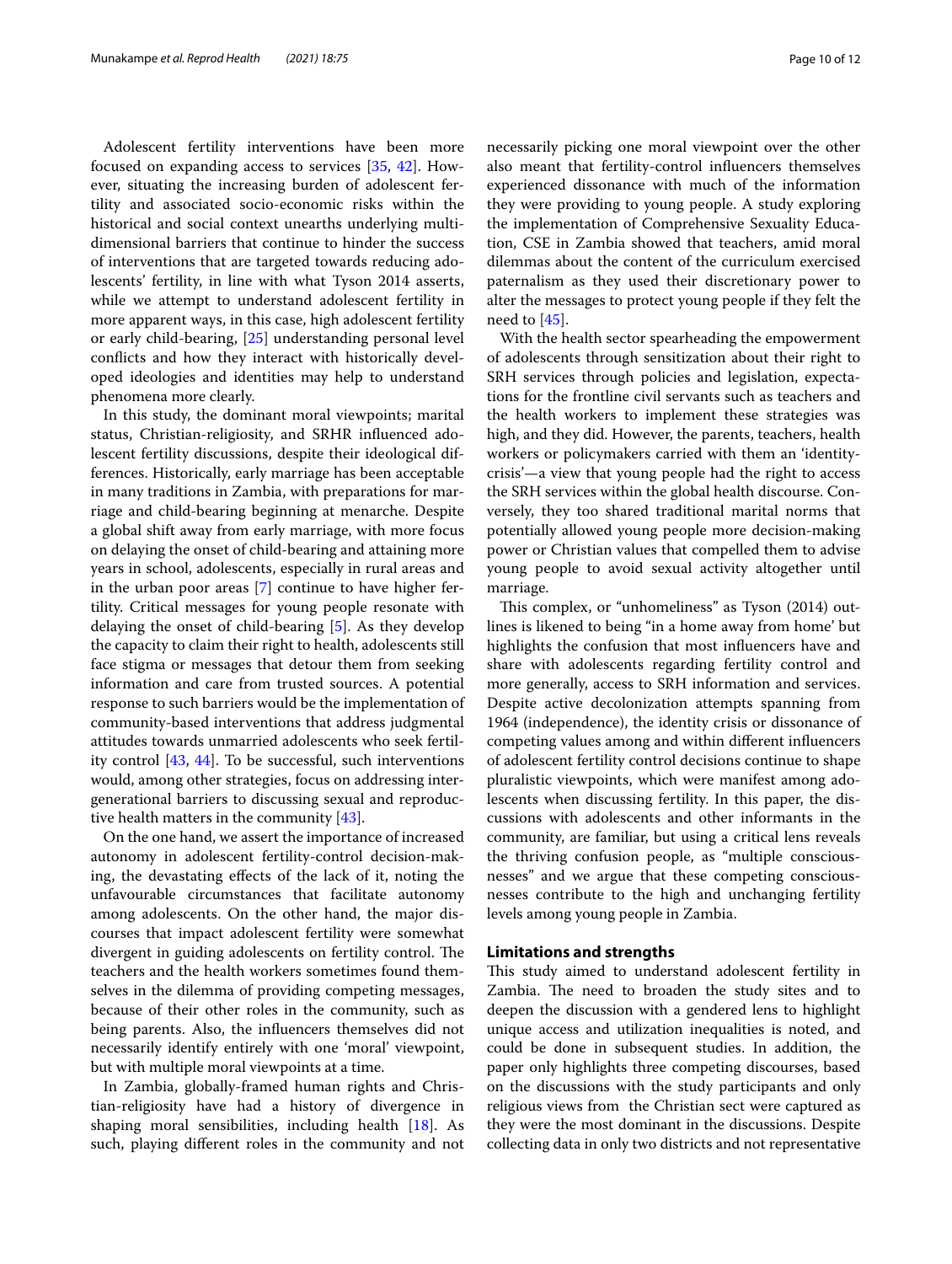Adolescent fertility interventions have been more focused on expanding access to services [35, 42]. However, situating the increasing burden of adolescent fertility and associated socio-economic risks within the historical and social context unearths underlying multi-dimensional barriers that continue to hinder the success of interventions that are targeted towards reducing adolescents' fertility, in line with what Tyson 2014 asserts, while we attempt to understand adolescent fertility in more apparent ways, in this case, high adolescent fertility or early child-bearing, [25] understanding personal level conflicts and how they interact with historically developed ideologies and identities may help to understand phenomena more clearly.

In this study, the dominant moral viewpoints; marital status, Christian-religiosity, and SRHR influenced adolescent fertility discussions, despite their ideological differences. Historically, early marriage has been acceptable in many traditions in Zambia, with preparations for marriage and child-bearing beginning at menarche. Despite a global shift away from early marriage, with more focus on delaying the onset of child-bearing and attaining more years in school, adolescents, especially in rural areas and in the urban poor areas [7] continue to have higher fertility. Critical messages for young people resonate with delaying the onset of child-bearing [5]. As they develop the capacity to claim their right to health, adolescents still face stigma or messages that detour them from seeking information and care from trusted sources. A potential response to such barriers would be the implementation of community-based interventions that address judgmental attitudes towards unmarried adolescents who seek fertility control [43, 44]. To be successful, such interventions would, among other strategies, focus on addressing intergenerational barriers to discussing sexual and reproductive health matters in the community [43].

On the one hand, we assert the importance of increased autonomy in adolescent fertility-control decision-making, the devastating effects of the lack of it, noting the unfavourable circumstances that facilitate autonomy among adolescents. On the other hand, the major discourses that impact adolescent fertility were somewhat divergent in guiding adolescents on fertility control. The teachers and the health workers sometimes found themselves in the dilemma of providing competing messages, because of their other roles in the community, such as being parents. Also, the influencers themselves did not necessarily identify entirely with one 'moral' viewpoint, but with multiple moral viewpoints at a time.

In Zambia, globally-framed human rights and Christian-religiosity have had a history of divergence in shaping moral sensibilities, including health [18]. As such, playing different roles in the community and not necessarily picking one moral viewpoint over the other also meant that fertility-control influencers themselves experienced dissonance with much of the information they were providing to young people. A study exploring the implementation of Comprehensive Sexuality Education, CSE in Zambia showed that teachers, amid moral dilemmas about the content of the curriculum exercised paternalism as they used their discretionary power to alter the messages to protect young people if they felt the need to [45].

With the health sector spearheading the empowerment of adolescents through sensitization about their right to SRH services through policies and legislation, expectations for the frontline civil servants such as teachers and the health workers to implement these strategies was high, and they did. However, the parents, teachers, health workers or policymakers carried with them an 'identity-crisis'—a view that young people had the right to access the SRH services within the global health discourse. Conversely, they too shared traditional marital norms that potentially allowed young people more decision-making power or Christian values that compelled them to advise young people to avoid sexual activity altogether until marriage.

This complex, or "unhomeliness" as Tyson (2014) outlines is likened to being "in a home away from home' but highlights the confusion that most influencers have and share with adolescents regarding fertility control and more generally, access to SRH information and services. Despite active decolonization attempts spanning from 1964 (independence), the identity crisis or dissonance of competing values among and within different influencers of adolescent fertility control decisions continue to shape pluralistic viewpoints, which were manifest among adolescents when discussing fertility. In this paper, the discussions with adolescents and other informants in the community, are familiar, but using a critical lens reveals the thriving confusion people, as "multiple consciousnesses" and we argue that these competing consciousnesses contribute to the high and unchanging fertility levels among young people in Zambia.

## Limitations and strengths

This study aimed to understand adolescent fertility in Zambia. The need to broaden the study sites and to deepen the discussion with a gendered lens to highlight unique access and utilization inequalities is noted, and could be done in subsequent studies. In addition, the paper only highlights three competing discourses, based on the discussions with the study participants and only religious views from the Christian sect were captured as they were the most dominant in the discussions. Despite collecting data in only two districts and not representative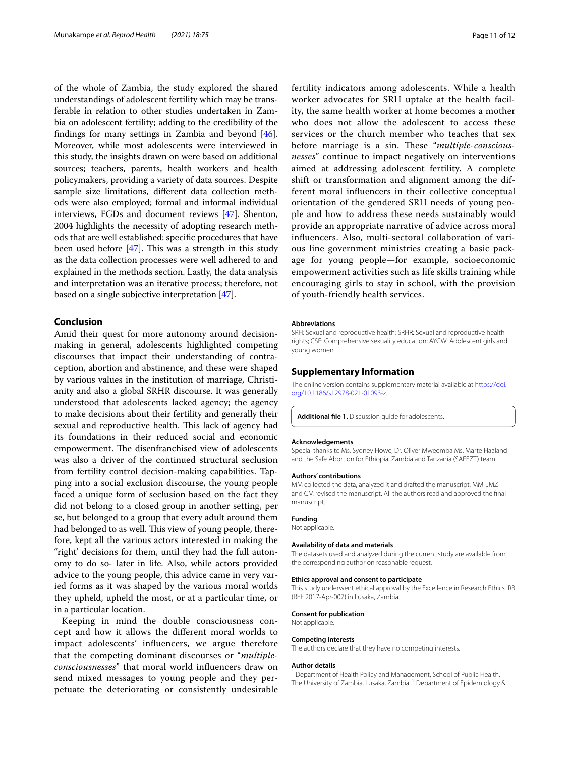of the whole of Zambia, the study explored the shared understandings of adolescent fertility which may be transferable in relation to other studies undertaken in Zambia on adolescent fertility; adding to the credibility of the findings for many settings in Zambia and beyond [46]. Moreover, while most adolescents were interviewed in this study, the insights drawn on were based on additional sources; teachers, parents, health workers and health policymakers, providing a variety of data sources. Despite sample size limitations, different data collection methods were also employed; formal and informal individual interviews, FGDs and document reviews [47]. Shenton, 2004 highlights the necessity of adopting research methods that are well established: specific procedures that have been used before [47]. This was a strength in this study as the data collection processes were well adhered to and explained in the methods section. Lastly, the data analysis and interpretation was an iterative process; therefore, not based on a single subjective interpretation [47].

## Conclusion

Amid their quest for more autonomy around decision-making in general, adolescents highlighted competing discourses that impact their understanding of contraception, abortion and abstinence, and these were shaped by various values in the institution of marriage, Christianity and also a global SRHR discourse. It was generally understood that adolescents lacked agency; the agency to make decisions about their fertility and generally their sexual and reproductive health. This lack of agency had its foundations in their reduced social and economic empowerment. The disenfranchised view of adolescents was also a driver of the continued structural seclusion from fertility control decision-making capabilities. Tapping into a social exclusion discourse, the young people faced a unique form of seclusion based on the fact they did not belong to a closed group in another setting, per se, but belonged to a group that every adult around them had belonged to as well. This view of young people, therefore, kept all the various actors interested in making the "right' decisions for them, until they had the full autonomy to do so- later in life. Also, while actors provided advice to the young people, this advice came in very varied forms as it was shaped by the various moral worlds they upheld, upheld the most, or at a particular time, or in a particular location.

Keeping in mind the double consciousness concept and how it allows the different moral worlds to impact adolescents' influencers, we argue therefore that the competing dominant discourses or "*multiple-consciousnesses*" that moral world influencers draw on send mixed messages to young people and they perpetuate the deteriorating or consistently undesirable fertility indicators among adolescents. While a health worker advocates for SRH uptake at the health facility, the same health worker at home becomes a mother who does not allow the adolescent to access these services or the church member who teaches that sex before marriage is a sin. These "*multiple-consciousnesses*" continue to impact negatively on interventions aimed at addressing adolescent fertility. A complete shift or transformation and alignment among the different moral influencers in their collective conceptual orientation of the gendered SRH needs of young people and how to address these needs sustainably would provide an appropriate narrative of advice across moral influencers. Also, multi-sectoral collaboration of various line government ministries creating a basic package for young people—for example, socioeconomic empowerment activities such as life skills training while encouraging girls to stay in school, with the provision of youth-friendly health services.

#### Abbreviations

SRH: Sexual and reproductive health; SRHR: Sexual and reproductive health rights; CSE: Comprehensive sexuality education; AYGW: Adolescent girls and young women.

## Supplementary Information

The online version contains supplementary material available at https://doi.org/10.1186/s12978-021-01093-z.

**Additional file 1.** Discussion guide for adolescents.

#### Acknowledgements

Special thanks to Ms. Sydney Howe, Dr. Oliver Mweemba Ms. Marte Haaland and the Safe Abortion for Ethiopia, Zambia and Tanzania (SAFEZT) team.

#### Authors' contributions

MM collected the data, analyzed it and drafted the manuscript. MM, JMZ and CM revised the manuscript. All the authors read and approved the final manuscript.

#### Funding

Not applicable.

#### Availability of data and materials

The datasets used and analyzed during the current study are available from the corresponding author on reasonable request.

#### Ethics approval and consent to participate

This study underwent ethical approval by the Excellence in Research Ethics IRB (REF 2017-Apr-007) in Lusaka, Zambia.

#### Consent for publication

Not applicable.

#### Competing interests

The authors declare that they have no competing interests.

#### Author details

[1] Department of Health Policy and Management, School of Public Health, The University of Zambia, Lusaka, Zambia. [2] Department of Epidemiology &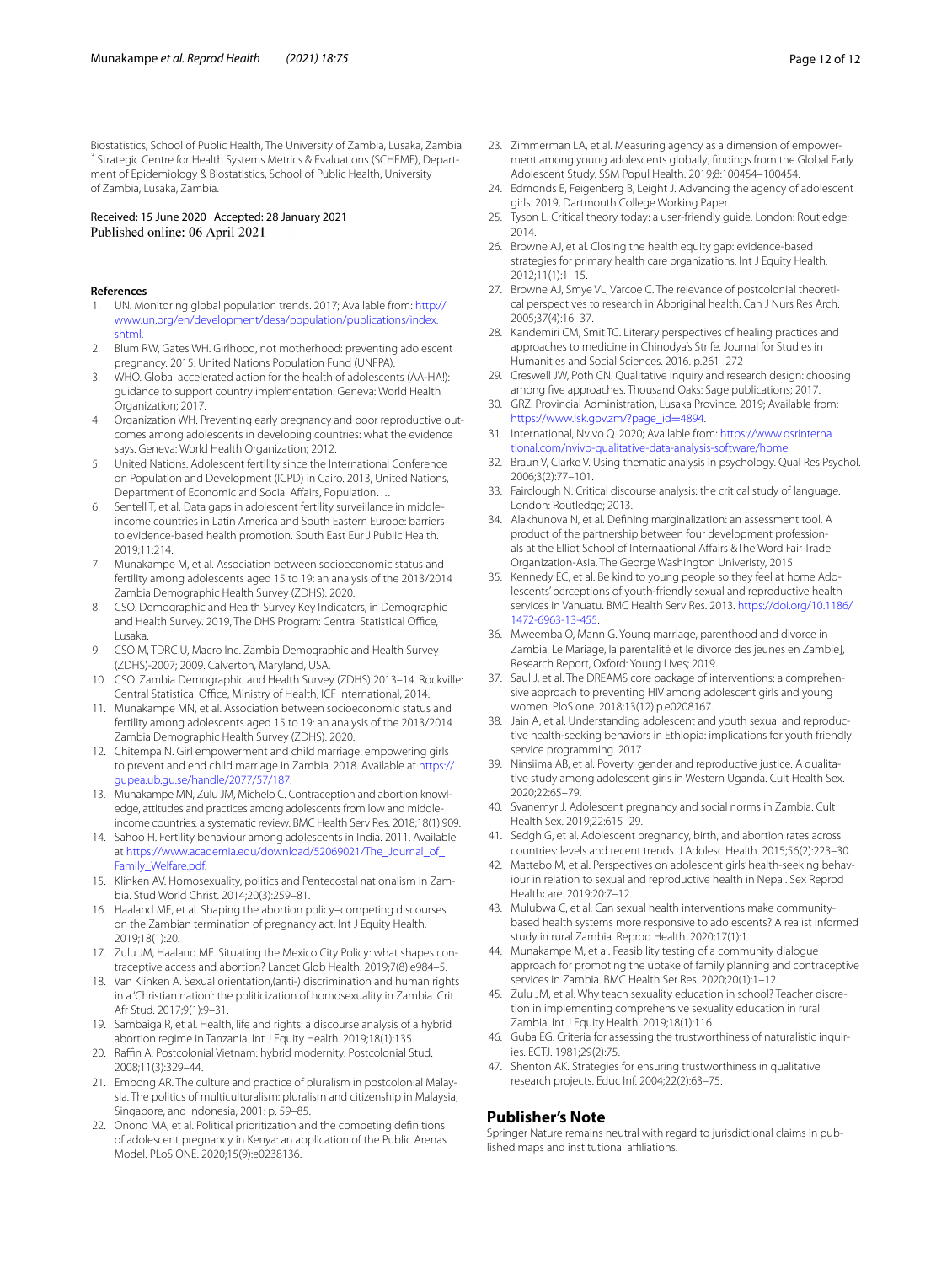Biostatistics, School of Public Health, The University of Zambia, Lusaka, Zambia. [3] Strategic Centre for Health Systems Metrics & Evaluations (SCHEME), Department of Epidemiology & Biostatistics, School of Public Health, University of Zambia, Lusaka, Zambia.

Received: 15 June 2020 Accepted: 28 January 2021
Published online: 06 April 2021

## References

1. UN. Monitoring global population trends. 2017; Available from: http://www.un.org/en/development/desa/population/publications/index.shtml.
2. Blum RW, Gates WH. Girlhood, not motherhood: preventing adolescent pregnancy. 2015: United Nations Population Fund (UNFPA).
3. WHO. Global accelerated action for the health of adolescents (AA-HA!): guidance to support country implementation. Geneva: World Health Organization; 2017.
4. Organization WH. Preventing early pregnancy and poor reproductive outcomes among adolescents in developing countries: what the evidence says. Geneva: World Health Organization; 2012.
5. United Nations. Adolescent fertility since the International Conference on Population and Development (ICPD) in Cairo. 2013, United Nations, Department of Economic and Social Affairs, Population….
6. Sentell T, et al. Data gaps in adolescent fertility surveillance in middle-income countries in Latin America and South Eastern Europe: barriers to evidence-based health promotion. South East Eur J Public Health. 2019;11:214.
7. Munakampe M, et al. Association between socioeconomic status and fertility among adolescents aged 15 to 19: an analysis of the 2013/2014 Zambia Demographic Health Survey (ZDHS). 2020.
8. CSO. Demographic and Health Survey Key Indicators, in Demographic and Health Survey. 2019, The DHS Program: Central Statistical Office, Lusaka.
9. CSO M, TDRC U, Macro Inc. Zambia Demographic and Health Survey (ZDHS)-2007; 2009. Calverton, Maryland, USA.
10. CSO. Zambia Demographic and Health Survey (ZDHS) 2013–14. Rockville: Central Statistical Office, Ministry of Health, ICF International, 2014.
11. Munakampe MN, et al. Association between socioeconomic status and fertility among adolescents aged 15 to 19: an analysis of the 2013/2014 Zambia Demographic Health Survey (ZDHS). 2020.
12. Chitempa N. Girl empowerment and child marriage: empowering girls to prevent and end child marriage in Zambia. 2018. Available at https://gupea.ub.gu.se/handle/2077/57/187.
13. Munakampe MN, Zulu JM, Michelo C. Contraception and abortion knowledge, attitudes and practices among adolescents from low and middle-income countries: a systematic review. BMC Health Serv Res. 2018;18(1):909.
14. Sahoo H. Fertility behaviour among adolescents in India. 2011. Available at https://www.academia.edu/download/52069021/The_Journal_of_Family_Welfare.pdf.
15. Klinken AV. Homosexuality, politics and Pentecostal nationalism in Zambia. Stud World Christ. 2014;20(3):259–81.
16. Haaland ME, et al. Shaping the abortion policy–competing discourses on the Zambian termination of pregnancy act. Int J Equity Health. 2019;18(1):20.
17. Zulu JM, Haaland ME. Situating the Mexico City Policy: what shapes contraceptive access and abortion? Lancet Glob Health. 2019;7(8):e984–5.
18. Van Klinken A. Sexual orientation,(anti-) discrimination and human rights in a 'Christian nation': the politicization of homosexuality in Zambia. Crit Afr Stud. 2017;9(1):9–31.
19. Sambaiga R, et al. Health, life and rights: a discourse analysis of a hybrid abortion regime in Tanzania. Int J Equity Health. 2019;18(1):135.
20. Raffin A. Postcolonial Vietnam: hybrid modernity. Postcolonial Stud. 2008;11(3):329–44.
21. Embong AR. The culture and practice of pluralism in postcolonial Malaysia. The politics of multiculturalism: pluralism and citizenship in Malaysia, Singapore, and Indonesia, 2001: p. 59–85.
22. Onono MA, et al. Political prioritization and the competing definitions of adolescent pregnancy in Kenya: an application of the Public Arenas Model. PLoS ONE. 2020;15(9):e0238136.
23. Zimmerman LA, et al. Measuring agency as a dimension of empowerment among young adolescents globally; findings from the Global Early Adolescent Study. SSM Popul Health. 2019;8:100454–100454.
24. Edmonds E, Feigenberg B, Leight J. Advancing the agency of adolescent girls. 2019, Dartmouth College Working Paper.
25. Tyson L. Critical theory today: a user-friendly guide. London: Routledge; 2014.
26. Browne AJ, et al. Closing the health equity gap: evidence-based strategies for primary health care organizations. Int J Equity Health. 2012;11(1):1–15.
27. Browne AJ, Smye VL, Varcoe C. The relevance of postcolonial theoretical perspectives to research in Aboriginal health. Can J Nurs Res Arch. 2005;37(4):16–37.
28. Kandemiri CM, Smit TC. Literary perspectives of healing practices and approaches to medicine in Chinodya's Strife. Journal for Studies in Humanities and Social Sciences. 2016. p.261–272
29. Creswell JW, Poth CN. Qualitative inquiry and research design: choosing among five approaches. Thousand Oaks: Sage publications; 2017.
30. GRZ. Provincial Administration, Lusaka Province. 2019; Available from: https://www.lsk.gov.zm/?page_id=4894.
31. International, Nvivo Q. 2020; Available from: https://www.qsrinternational.com/nvivo-qualitative-data-analysis-software/home.
32. Braun V, Clarke V. Using thematic analysis in psychology. Qual Res Psychol. 2006;3(2):77–101.
33. Fairclough N. Critical discourse analysis: the critical study of language. London: Routledge; 2013.
34. Alakhunova N, et al. Defining marginalization: an assessment tool. A product of the partnership between four development professionals at the Elliot School of Internaational Affairs &The Word Fair Trade Organization-Asia. The George Washington Univeristy, 2015.
35. Kennedy EC, et al. Be kind to young people so they feel at home Adolescents' perceptions of youth-friendly sexual and reproductive health services in Vanuatu. BMC Health Serv Res. 2013. https://doi.org/10.1186/1472-6963-13-455.
36. Mweemba O, Mann G. Young marriage, parenthood and divorce in Zambia. Le Mariage, la parentalité et le divorce des jeunes en Zambie], Research Report, Oxford: Young Lives; 2019.
37. Saul J, et al. The DREAMS core package of interventions: a comprehensive approach to preventing HIV among adolescent girls and young women. PloS one. 2018;13(12):p.e0208167.
38. Jain A, et al. Understanding adolescent and youth sexual and reproductive health-seeking behaviors in Ethiopia: implications for youth friendly service programming. 2017.
39. Ninsiima AB, et al. Poverty, gender and reproductive justice. A qualitative study among adolescent girls in Western Uganda. Cult Health Sex. 2020;22:65–79.
40. Svanemyr J. Adolescent pregnancy and social norms in Zambia. Cult Health Sex. 2019;22:615–29.
41. Sedgh G, et al. Adolescent pregnancy, birth, and abortion rates across countries: levels and recent trends. J Adolesc Health. 2015;56(2):223–30.
42. Mattebo M, et al. Perspectives on adolescent girls' health-seeking behaviour in relation to sexual and reproductive health in Nepal. Sex Reprod Healthcare. 2019;20:7–12.
43. Mulubwa C, et al. Can sexual health interventions make community-based health systems more responsive to adolescents? A realist informed study in rural Zambia. Reprod Health. 2020;17(1):1.
44. Munakampe M, et al. Feasibility testing of a community dialogue approach for promoting the uptake of family planning and contraceptive services in Zambia. BMC Health Ser Res. 2020;20(1):1–12.
45. Zulu JM, et al. Why teach sexuality education in school? Teacher discretion in implementing comprehensive sexuality education in rural Zambia. Int J Equity Health. 2019;18(1):116.
46. Guba EG. Criteria for assessing the trustworthiness of naturalistic inquiries. ECTJ. 1981;29(2):75.
47. Shenton AK. Strategies for ensuring trustworthiness in qualitative research projects. Educ Inf. 2004;22(2):63–75.

## Publisher's Note

Springer Nature remains neutral with regard to jurisdictional claims in published maps and institutional affiliations.